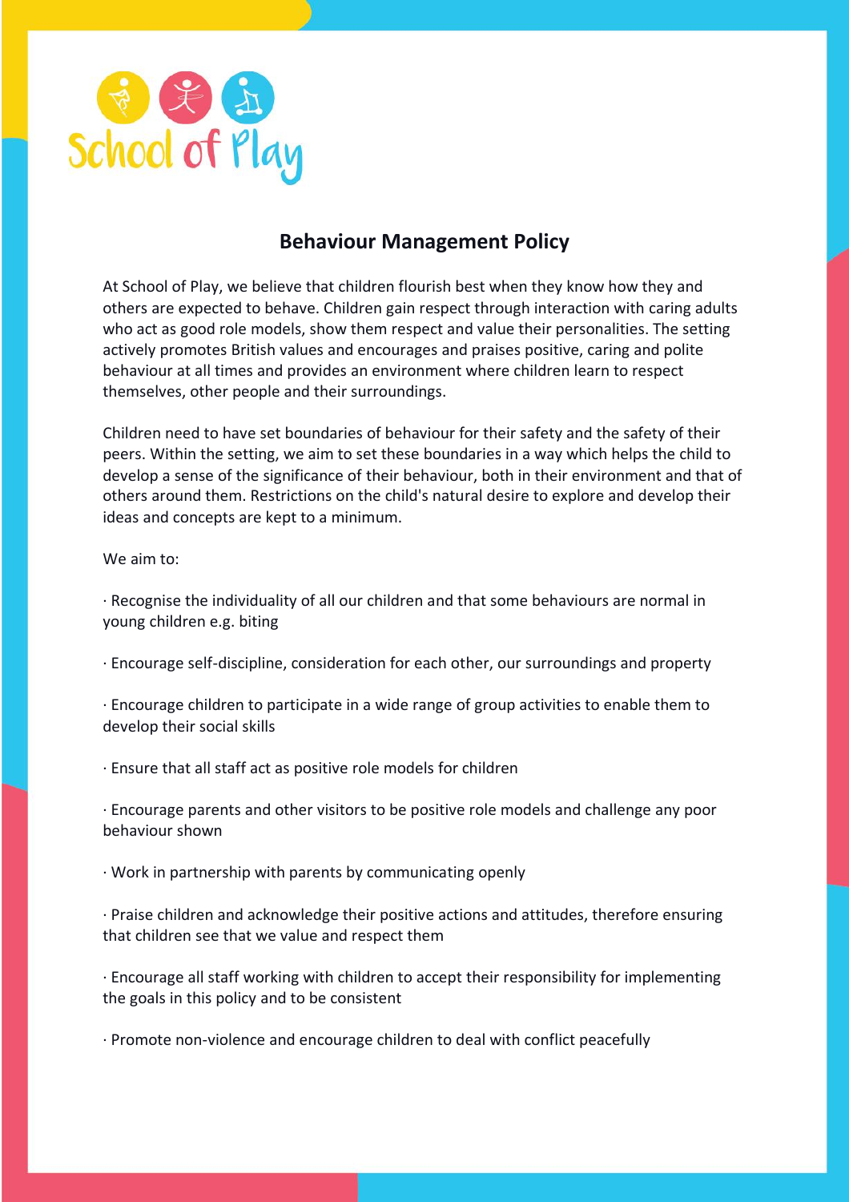School of Play

## Behaviour Management Policy

At School of Play, we believe that children flourish best when they know how they and others are expected to behave. Children gain respect through interaction with caring adults who act as good role models, show them respect and value their personalities. The setting actively promotes British values and encourages and praises positive, caring and polite behaviour at all times and provides an environment where children learn to respect themselves, other people and their surroundings.

Children need to have set boundaries of behaviour for their safety and the safety of their peers. Within the setting, we aim to set these boundaries in a way which helps the child to develop a sense of the significance of their behaviour, both in their environment and that of others around them. Restrictions on the child's natural desire to explore and develop their ideas and concepts are kept to a minimum.

We aim to:

· Recognise the individuality of all our children and that some behaviours are normal in young children e.g. biting

· Encourage self-discipline, consideration for each other, our surroundings and property

· Encourage children to participate in a wide range of group activities to enable them to develop their social skills

· Ensure that all staff act as positive role models for children

· Encourage parents and other visitors to be positive role models and challenge any poor behaviour shown

· Work in partnership with parents by communicating openly

· Praise children and acknowledge their positive actions and attitudes, therefore ensuring that children see that we value and respect them

· Encourage all staff working with children to accept their responsibility for implementing the goals in this policy and to be consistent

· Promote non-violence and encourage children to deal with conflict peacefully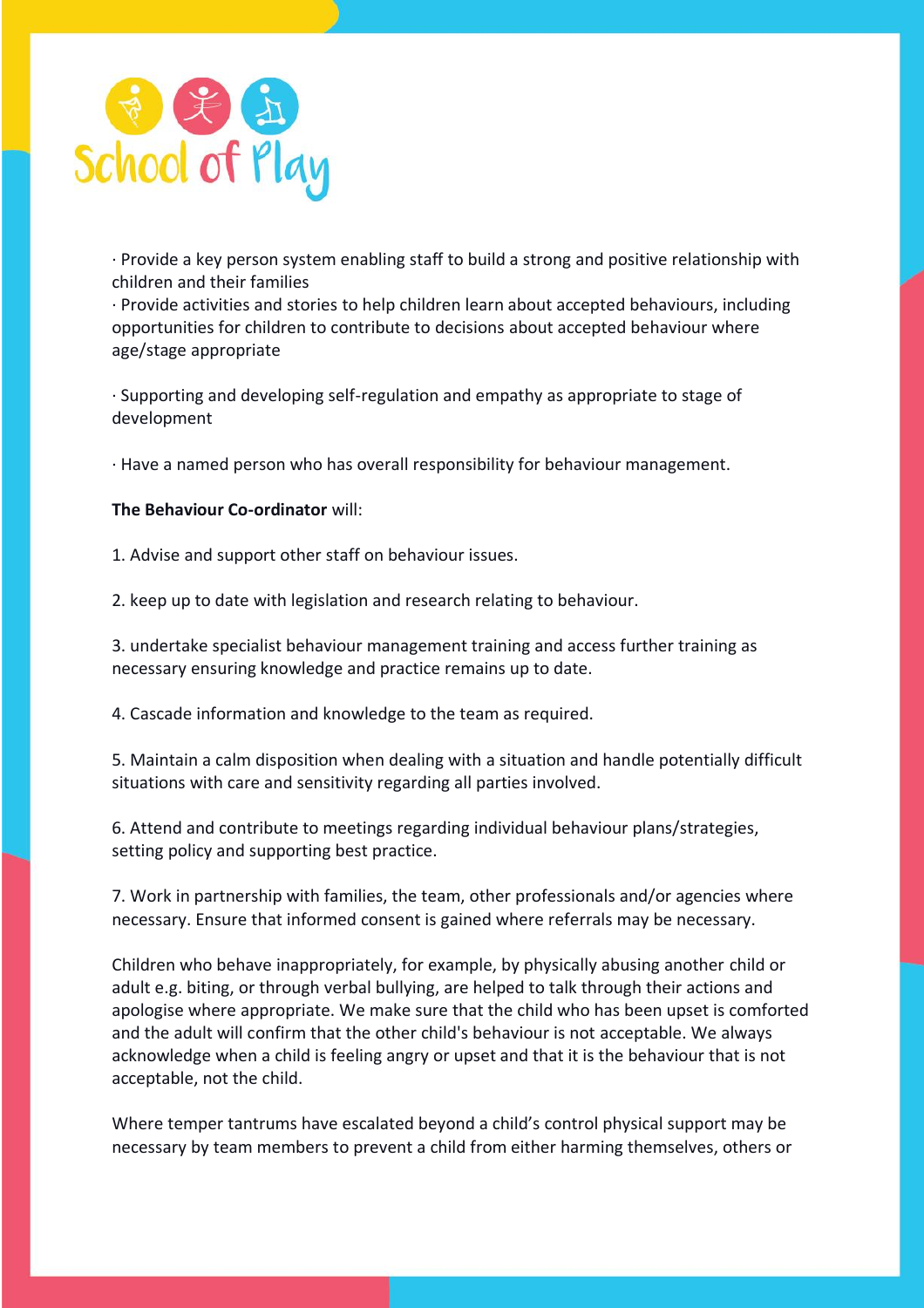· Provide a key person system enabling staff to build a strong and positive relationship with children and their families

· Provide activities and stories to help children learn about accepted behaviours, including opportunities for children to contribute to decisions about accepted behaviour where age/stage appropriate

· Supporting and developing self-regulation and empathy as appropriate to stage of development

· Have a named person who has overall responsibility for behaviour management.

**The Behaviour Co-ordinator** will:

1. Advise and support other staff on behaviour issues.

2. keep up to date with legislation and research relating to behaviour.

3. undertake specialist behaviour management training and access further training as necessary ensuring knowledge and practice remains up to date.

4. Cascade information and knowledge to the team as required.

5. Maintain a calm disposition when dealing with a situation and handle potentially difficult situations with care and sensitivity regarding all parties involved.

6. Attend and contribute to meetings regarding individual behaviour plans/strategies, setting policy and supporting best practice.

7. Work in partnership with families, the team, other professionals and/or agencies where necessary. Ensure that informed consent is gained where referrals may be necessary.

Children who behave inappropriately, for example, by physically abusing another child or adult e.g. biting, or through verbal bullying, are helped to talk through their actions and apologise where appropriate. We make sure that the child who has been upset is comforted and the adult will confirm that the other child's behaviour is not acceptable. We always acknowledge when a child is feeling angry or upset and that it is the behaviour that is not acceptable, not the child.

Where temper tantrums have escalated beyond a child's control physical support may be necessary by team members to prevent a child from either harming themselves, others or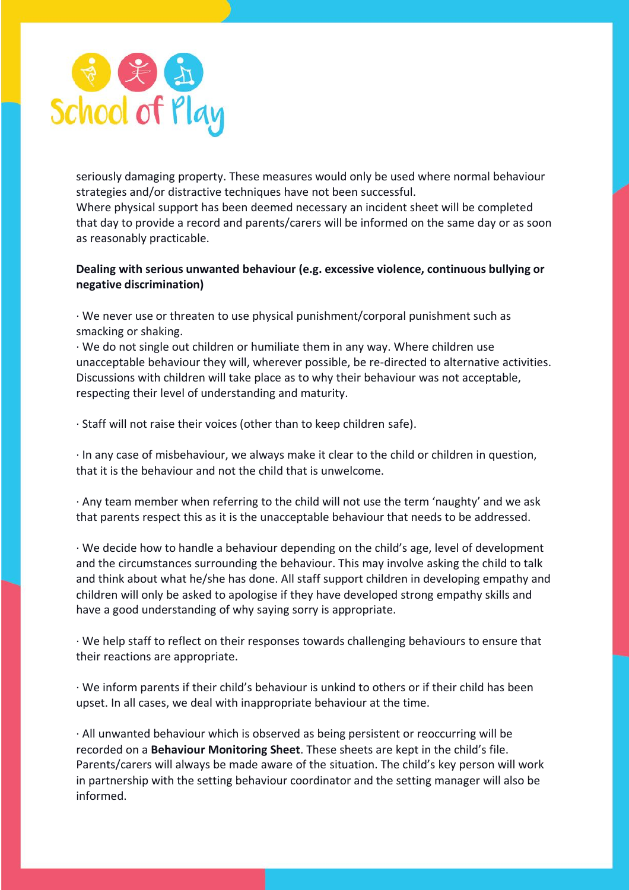seriously damaging property. These measures would only be used where normal behaviour strategies and/or distractive techniques have not been successful.
Where physical support has been deemed necessary an incident sheet will be completed that day to provide a record and parents/carers will be informed on the same day or as soon as reasonably practicable.

**Dealing with serious unwanted behaviour (e.g. excessive violence, continuous bullying or negative discrimination)**

· We never use or threaten to use physical punishment/corporal punishment such as smacking or shaking.
· We do not single out children or humiliate them in any way. Where children use unacceptable behaviour they will, wherever possible, be re-directed to alternative activities. Discussions with children will take place as to why their behaviour was not acceptable, respecting their level of understanding and maturity.

· Staff will not raise their voices (other than to keep children safe).

· In any case of misbehaviour, we always make it clear to the child or children in question, that it is the behaviour and not the child that is unwelcome.

· Any team member when referring to the child will not use the term 'naughty' and we ask that parents respect this as it is the unacceptable behaviour that needs to be addressed.

· We decide how to handle a behaviour depending on the child's age, level of development and the circumstances surrounding the behaviour. This may involve asking the child to talk and think about what he/she has done. All staff support children in developing empathy and children will only be asked to apologise if they have developed strong empathy skills and have a good understanding of why saying sorry is appropriate.

· We help staff to reflect on their responses towards challenging behaviours to ensure that their reactions are appropriate.

· We inform parents if their child's behaviour is unkind to others or if their child has been upset. In all cases, we deal with inappropriate behaviour at the time.

· All unwanted behaviour which is observed as being persistent or reoccurring will be recorded on a **Behaviour Monitoring Sheet**. These sheets are kept in the child's file. Parents/carers will always be made aware of the situation. The child's key person will work in partnership with the setting behaviour coordinator and the setting manager will also be informed.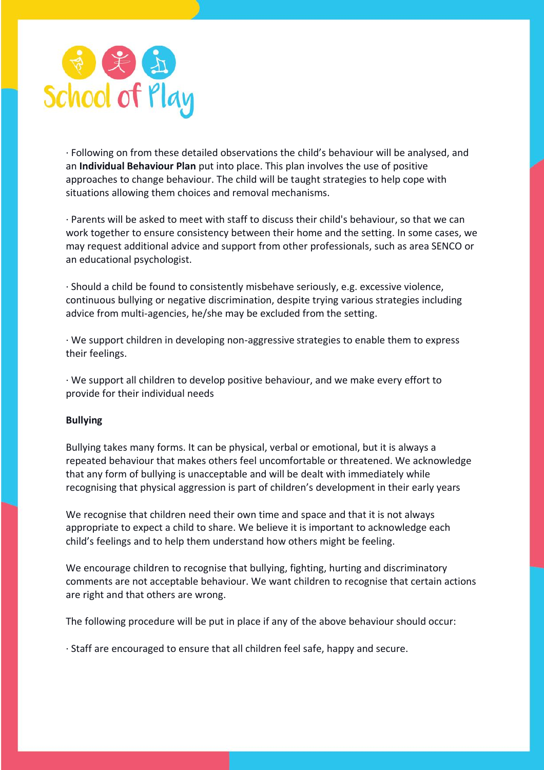· Following on from these detailed observations the child's behaviour will be analysed, and an **Individual Behaviour Plan** put into place. This plan involves the use of positive approaches to change behaviour. The child will be taught strategies to help cope with situations allowing them choices and removal mechanisms.

· Parents will be asked to meet with staff to discuss their child's behaviour, so that we can work together to ensure consistency between their home and the setting. In some cases, we may request additional advice and support from other professionals, such as area SENCO or an educational psychologist.

· Should a child be found to consistently misbehave seriously, e.g. excessive violence, continuous bullying or negative discrimination, despite trying various strategies including advice from multi-agencies, he/she may be excluded from the setting.

· We support children in developing non-aggressive strategies to enable them to express their feelings.

· We support all children to develop positive behaviour, and we make every effort to provide for their individual needs

**Bullying**

Bullying takes many forms. It can be physical, verbal or emotional, but it is always a repeated behaviour that makes others feel uncomfortable or threatened. We acknowledge that any form of bullying is unacceptable and will be dealt with immediately while recognising that physical aggression is part of children's development in their early years

We recognise that children need their own time and space and that it is not always appropriate to expect a child to share. We believe it is important to acknowledge each child's feelings and to help them understand how others might be feeling.

We encourage children to recognise that bullying, fighting, hurting and discriminatory comments are not acceptable behaviour. We want children to recognise that certain actions are right and that others are wrong.

The following procedure will be put in place if any of the above behaviour should occur:

· Staff are encouraged to ensure that all children feel safe, happy and secure.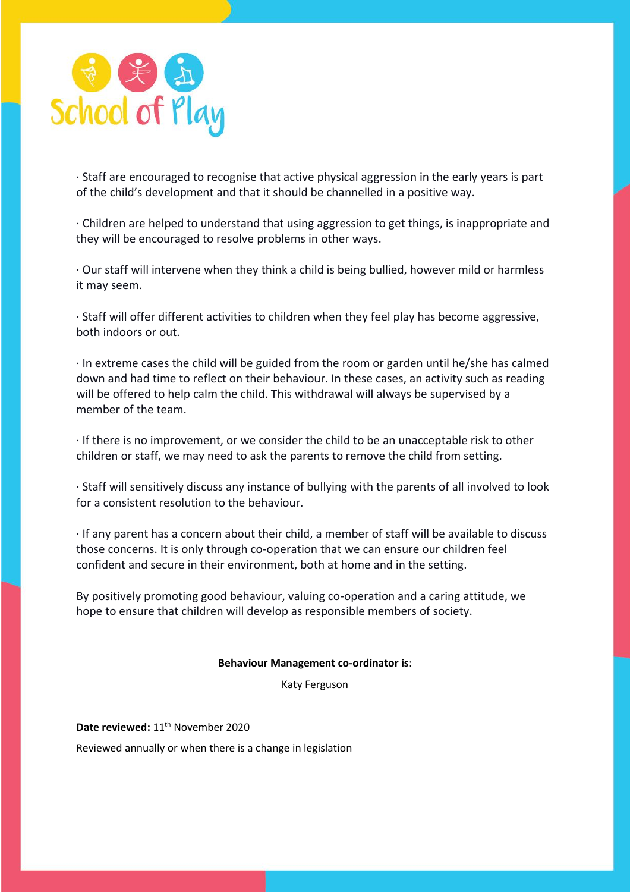· Staff are encouraged to recognise that active physical aggression in the early years is part of the child's development and that it should be channelled in a positive way.

· Children are helped to understand that using aggression to get things, is inappropriate and they will be encouraged to resolve problems in other ways.

· Our staff will intervene when they think a child is being bullied, however mild or harmless it may seem.

· Staff will offer different activities to children when they feel play has become aggressive, both indoors or out.

· In extreme cases the child will be guided from the room or garden until he/she has calmed down and had time to reflect on their behaviour. In these cases, an activity such as reading will be offered to help calm the child. This withdrawal will always be supervised by a member of the team.

· If there is no improvement, or we consider the child to be an unacceptable risk to other children or staff, we may need to ask the parents to remove the child from setting.

· Staff will sensitively discuss any instance of bullying with the parents of all involved to look for a consistent resolution to the behaviour.

· If any parent has a concern about their child, a member of staff will be available to discuss those concerns. It is only through co-operation that we can ensure our children feel confident and secure in their environment, both at home and in the setting.

By positively promoting good behaviour, valuing co-operation and a caring attitude, we hope to ensure that children will develop as responsible members of society.

**Behaviour Management co-ordinator is**:

Katy Ferguson

**Date reviewed:** 11th November 2020

Reviewed annually or when there is a change in legislation